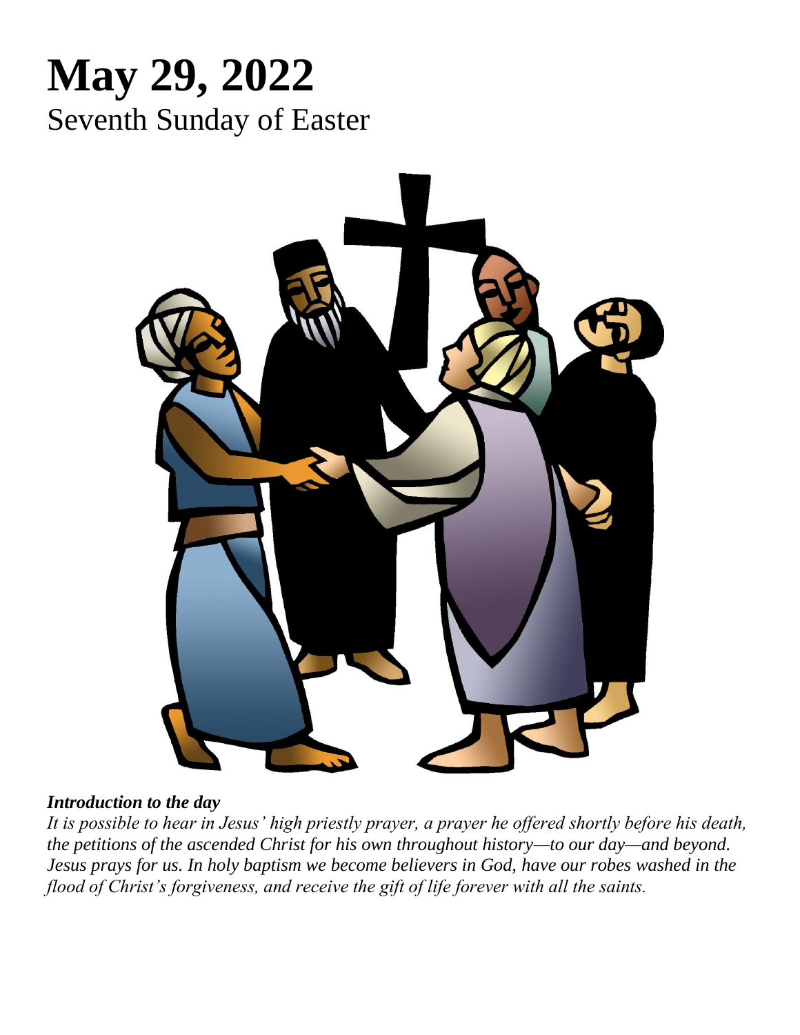# May 29, 2022

## Seventh Sunday of Easter

***Introduction to the day***

*It is possible to hear in Jesus' high priestly prayer, a prayer he offered shortly before his death, the petitions of the ascended Christ for his own throughout history—to our day—and beyond. Jesus prays for us. In holy baptism we become believers in God, have our robes washed in the flood of Christ's forgiveness, and receive the gift of life forever with all the saints.*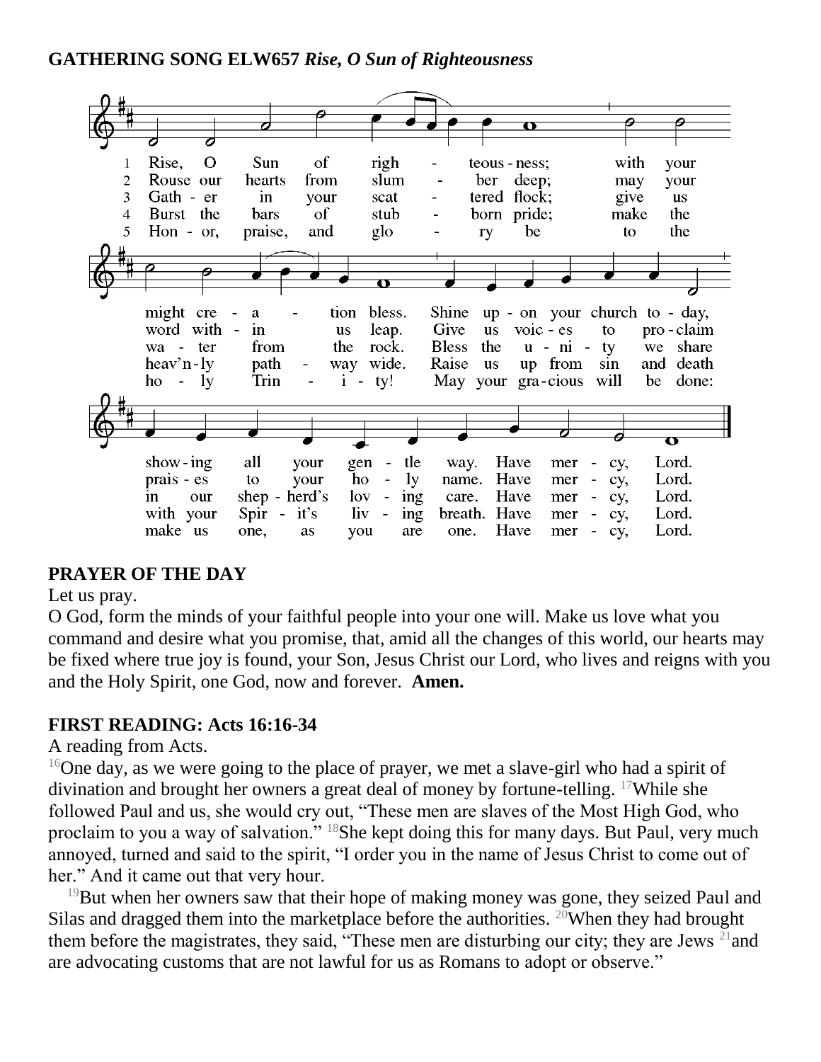**GATHERING SONG ELW657** ***Rise, O Sun of Righteousness***

1 Rise, O Sun of righteousness; with your might creation bless. Shine upon your church today, showing all your gentle way. Have mercy, Lord.

2 Rouse our hearts from slumber deep; may your word within us leap. Give us voices to proclaim praises to your holy name. Have mercy, Lord.

3 Gather in your scattered flock; give us water from the rock. Bless the unity we share in our shepherd's loving care. Have mercy, Lord.

4 Burst the bars of stubborn pride; make the heav'nly pathway wide. Raise us up from sin and death with your Spirit's living breath. Have mercy, Lord.

5 Honor, praise, and glory be to the holy Trinity! May your gracious will be done: make us one, as you are one. Have mercy, Lord.

**PRAYER OF THE DAY**

Let us pray.

O God, form the minds of your faithful people into your one will. Make us love what you command and desire what you promise, that, amid all the changes of this world, our hearts may be fixed where true joy is found, your Son, Jesus Christ our Lord, who lives and reigns with you and the Holy Spirit, one God, now and forever. **Amen.**

**FIRST READING: Acts 16:16-34**

A reading from Acts.

[16]One day, as we were going to the place of prayer, we met a slave-girl who had a spirit of divination and brought her owners a great deal of money by fortune-telling. [17]While she followed Paul and us, she would cry out, "These men are slaves of the Most High God, who proclaim to you a way of salvation." [18]She kept doing this for many days. But Paul, very much annoyed, turned and said to the spirit, "I order you in the name of Jesus Christ to come out of her." And it came out that very hour.

[19]But when her owners saw that their hope of making money was gone, they seized Paul and Silas and dragged them into the marketplace before the authorities. [20]When they had brought them before the magistrates, they said, "These men are disturbing our city; they are Jews [21]and are advocating customs that are not lawful for us as Romans to adopt or observe."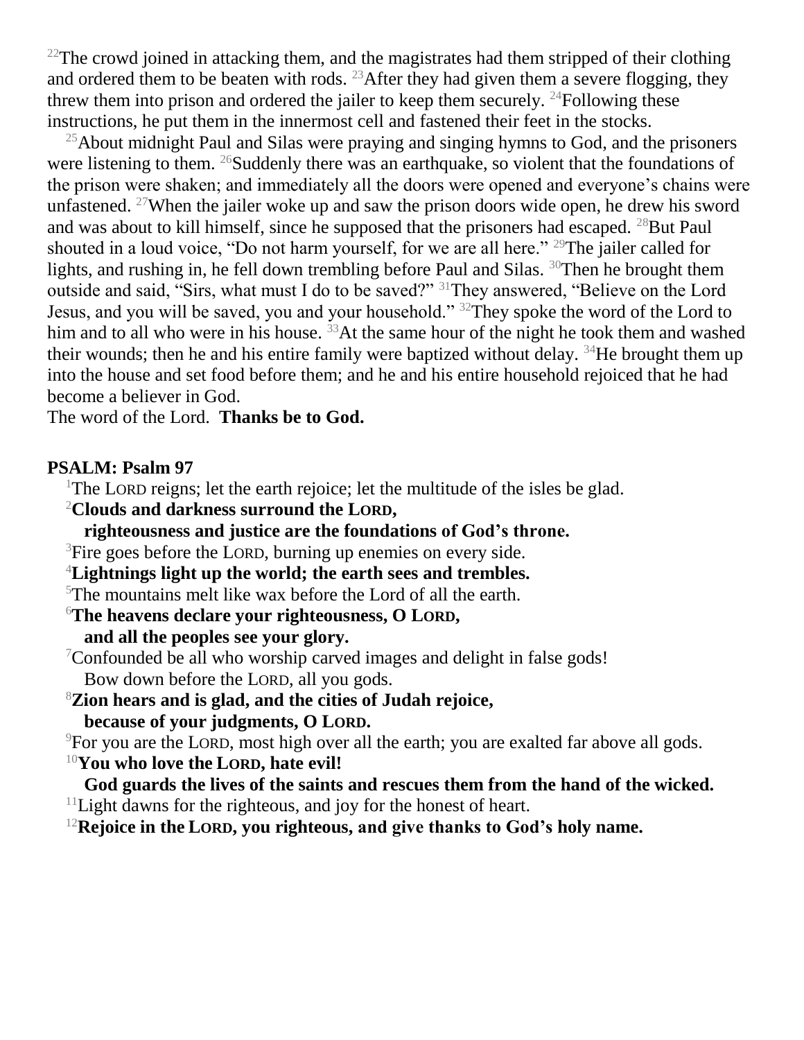[22]The crowd joined in attacking them, and the magistrates had them stripped of their clothing and ordered them to be beaten with rods. [23]After they had given them a severe flogging, they threw them into prison and ordered the jailer to keep them securely. [24]Following these instructions, he put them in the innermost cell and fastened their feet in the stocks.

[25]About midnight Paul and Silas were praying and singing hymns to God, and the prisoners were listening to them. [26]Suddenly there was an earthquake, so violent that the foundations of the prison were shaken; and immediately all the doors were opened and everyone's chains were unfastened. [27]When the jailer woke up and saw the prison doors wide open, he drew his sword and was about to kill himself, since he supposed that the prisoners had escaped. [28]But Paul shouted in a loud voice, "Do not harm yourself, for we are all here." [29]The jailer called for lights, and rushing in, he fell down trembling before Paul and Silas. [30]Then he brought them outside and said, "Sirs, what must I do to be saved?" [31]They answered, "Believe on the Lord Jesus, and you will be saved, you and your household." [32]They spoke the word of the Lord to him and to all who were in his house. [33]At the same hour of the night he took them and washed their wounds; then he and his entire family were baptized without delay. [34]He brought them up into the house and set food before them; and he and his entire household rejoiced that he had become a believer in God.
The word of the Lord. **Thanks be to God.**

**PSALM: Psalm 97**

[1]The LORD reigns; let the earth rejoice; let the multitude of the isles be glad.
[2]**Clouds and darkness surround the LORD,**
**righteousness and justice are the foundations of God's throne.**
[3]Fire goes before the LORD, burning up enemies on every side.
[4]**Lightnings light up the world; the earth sees and trembles.**
[5]The mountains melt like wax before the Lord of all the earth.
[6]**The heavens declare your righteousness, O LORD,**
**and all the peoples see your glory.**
[7]Confounded be all who worship carved images and delight in false gods!
Bow down before the LORD, all you gods.
[8]**Zion hears and is glad, and the cities of Judah rejoice,**
**because of your judgments, O LORD.**
[9]For you are the LORD, most high over all the earth; you are exalted far above all gods.
[10]**You who love the LORD, hate evil!**
**God guards the lives of the saints and rescues them from the hand of the wicked.**
[11]Light dawns for the righteous, and joy for the honest of heart.
[12]**Rejoice in the LORD, you righteous, and give thanks to God's holy name.**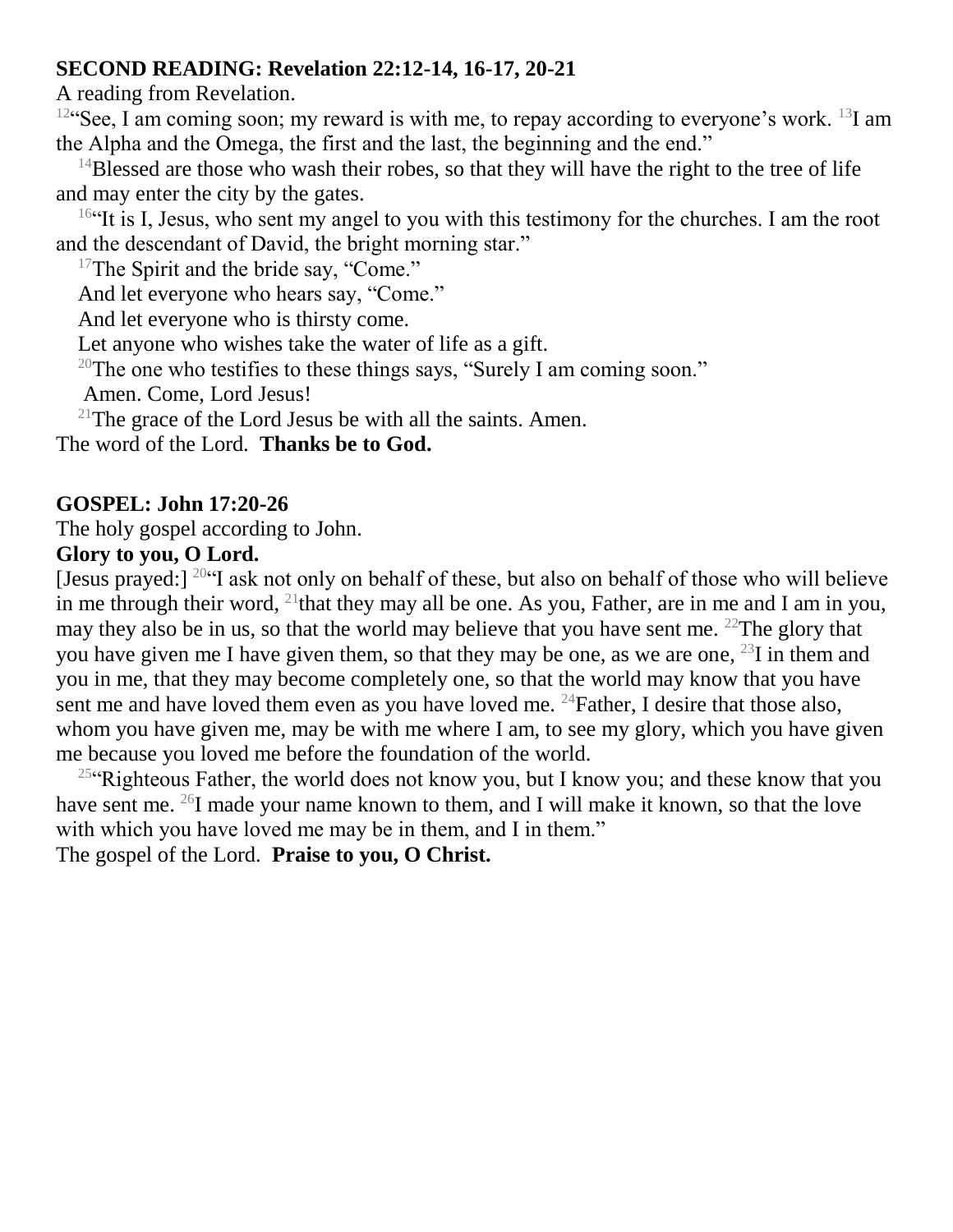**SECOND READING: Revelation 22:12-14, 16-17, 20-21**

A reading from Revelation.

[12]"See, I am coming soon; my reward is with me, to repay according to everyone's work. [13]I am the Alpha and the Omega, the first and the last, the beginning and the end."

[14]Blessed are those who wash their robes, so that they will have the right to the tree of life and may enter the city by the gates.

[16]"It is I, Jesus, who sent my angel to you with this testimony for the churches. I am the root and the descendant of David, the bright morning star."

[17]The Spirit and the bride say, "Come."

And let everyone who hears say, "Come."

And let everyone who is thirsty come.

Let anyone who wishes take the water of life as a gift.

[20]The one who testifies to these things says, "Surely I am coming soon."

Amen. Come, Lord Jesus!

[21]The grace of the Lord Jesus be with all the saints. Amen.

The word of the Lord. **Thanks be to God.**

**GOSPEL: John 17:20-26**

The holy gospel according to John.

**Glory to you, O Lord.**

[Jesus prayed:] [20]"I ask not only on behalf of these, but also on behalf of those who will believe in me through their word, [21]that they may all be one. As you, Father, are in me and I am in you, may they also be in us, so that the world may believe that you have sent me. [22]The glory that you have given me I have given them, so that they may be one, as we are one, [23]I in them and you in me, that they may become completely one, so that the world may know that you have sent me and have loved them even as you have loved me. [24]Father, I desire that those also, whom you have given me, may be with me where I am, to see my glory, which you have given me because you loved me before the foundation of the world.

[25]"Righteous Father, the world does not know you, but I know you; and these know that you have sent me. [26]I made your name known to them, and I will make it known, so that the love with which you have loved me may be in them, and I in them."

The gospel of the Lord. **Praise to you, O Christ.**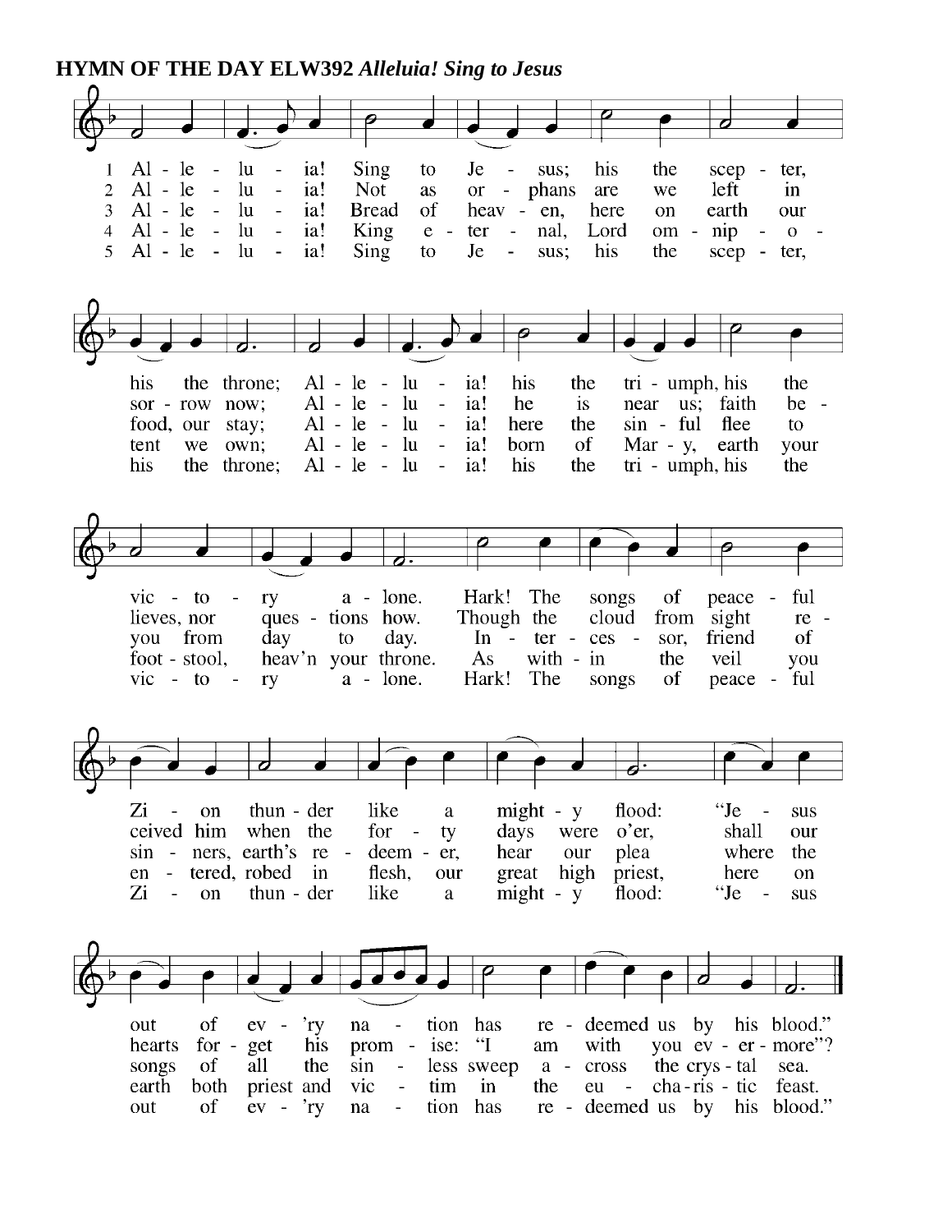**HYMN OF THE DAY ELW392** ***Alleluia! Sing to Jesus***

1 Alleluia! Sing to Jesus; his the scepter, his the throne;
Alleluia! his the triumph, his the victory alone.
Hark! The songs of peaceful Zion thunder like a mighty flood:
"Jesus out of ev'ry nation has redeemed us by his blood."

2 Alleluia! Not as orphans are we left in sorrow now;
Alleluia! he is near us; faith believes, nor questions how.
Though the cloud from sight received him when the forty days were o'er,
shall our hearts forget his promise: "I am with you evermore"?

3 Alleluia! Bread of heaven, here on earth our food, our stay;
Alleluia! here the sinful flee to you from day to day.
Intercessor, friend of sinners, earth's redeemer, hear our plea
where the songs of all the sinless sweep across the crystal sea.

4 Alleluia! King eternal, Lord omnipotent we own;
Alleluia! born of Mary, earth your footstool, heav'n your throne.
As within the veil you entered, robed in flesh, our great high priest,
here on earth both priest and victim in the eucharistic feast.

5 Alleluia! Sing to Jesus; his the scepter, his the throne;
Alleluia! his the triumph, his the victory alone.
Hark! The songs of peaceful Zion thunder like a mighty flood:
"Jesus out of ev'ry nation has redeemed us by his blood."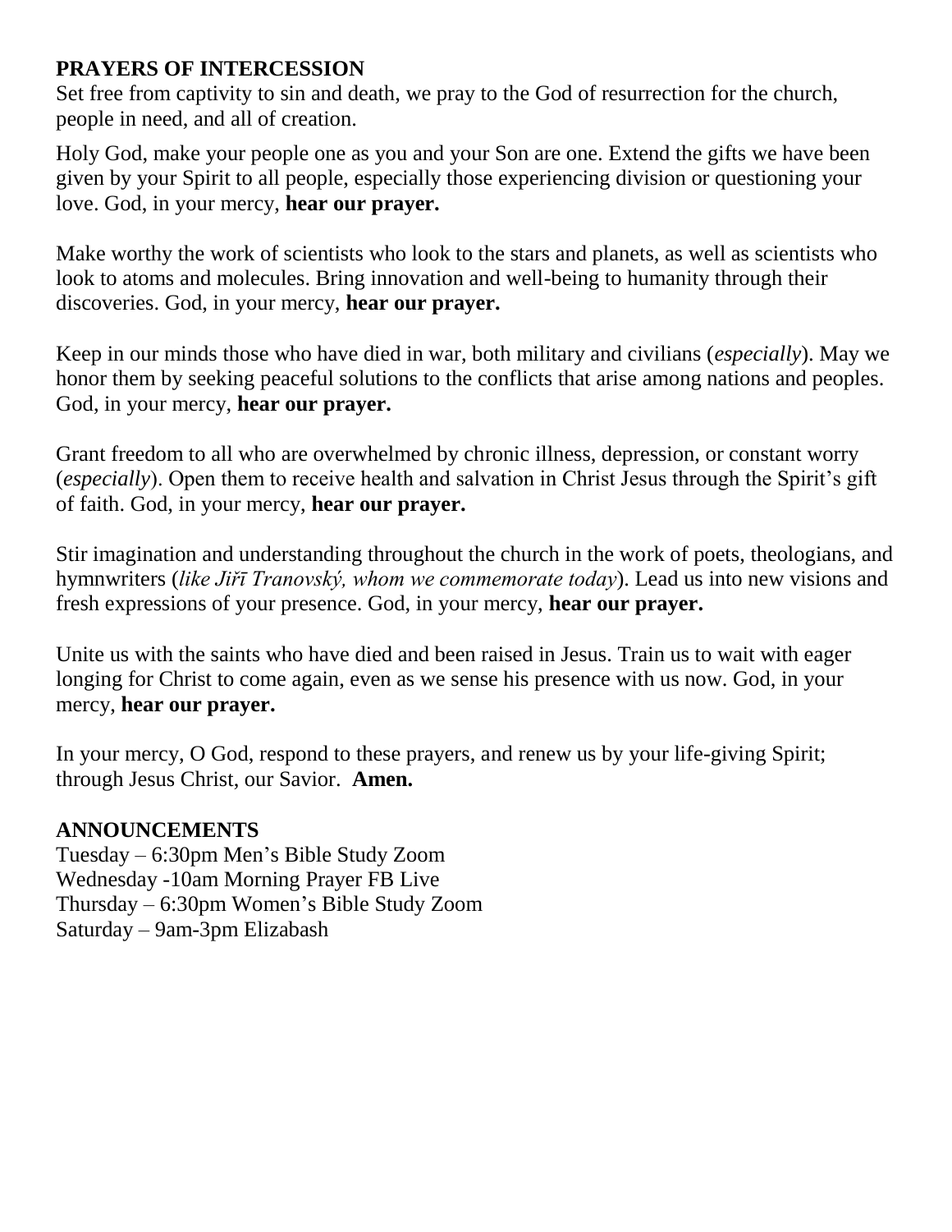**PRAYERS OF INTERCESSION**

Set free from captivity to sin and death, we pray to the God of resurrection for the church, people in need, and all of creation.

Holy God, make your people one as you and your Son are one. Extend the gifts we have been given by your Spirit to all people, especially those experiencing division or questioning your love. God, in your mercy, **hear our prayer.**

Make worthy the work of scientists who look to the stars and planets, as well as scientists who look to atoms and molecules. Bring innovation and well-being to humanity through their discoveries. God, in your mercy, **hear our prayer.**

Keep in our minds those who have died in war, both military and civilians (*especially*). May we honor them by seeking peaceful solutions to the conflicts that arise among nations and peoples. God, in your mercy, **hear our prayer.**

Grant freedom to all who are overwhelmed by chronic illness, depression, or constant worry (*especially*). Open them to receive health and salvation in Christ Jesus through the Spirit's gift of faith. God, in your mercy, **hear our prayer.**

Stir imagination and understanding throughout the church in the work of poets, theologians, and hymnwriters (*like Jiří Tranovský, whom we commemorate today*). Lead us into new visions and fresh expressions of your presence. God, in your mercy, **hear our prayer.**

Unite us with the saints who have died and been raised in Jesus. Train us to wait with eager longing for Christ to come again, even as we sense his presence with us now. God, in your mercy, **hear our prayer.**

In your mercy, O God, respond to these prayers, and renew us by your life-giving Spirit; through Jesus Christ, our Savior. **Amen.**

**ANNOUNCEMENTS**

Tuesday – 6:30pm Men's Bible Study Zoom
Wednesday -10am Morning Prayer FB Live
Thursday – 6:30pm Women's Bible Study Zoom
Saturday – 9am-3pm Elizabash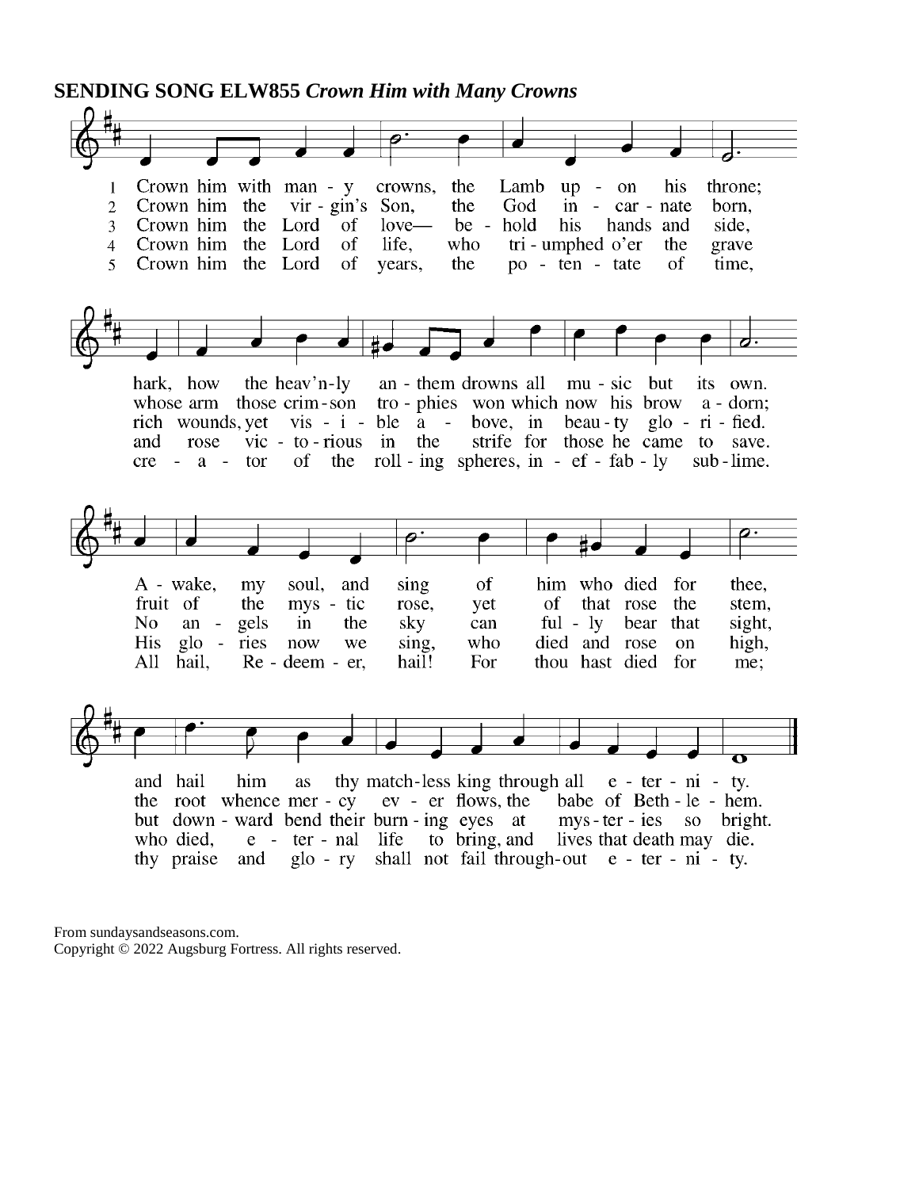**SENDING SONG ELW855** ***Crown Him with Many Crowns***

1 Crown him with many crowns, the Lamb upon his throne;
hark, how the heav'n-ly anthem drowns all music but its own.
Awake, my soul, and sing of him who died for thee,
and hail him as thy matchless king through all eternity.

2 Crown him the virgin's Son, the God incarnate born,
whose arm those crimson trophies won which now his brow adorn;
fruit of the mystic rose, yet of that rose the stem,
the root whence mercy ever flows, the babe of Bethlehem.

3 Crown him the Lord of love— behold his hands and side,
rich wounds, yet visible above, in beauty glorified.
No angels in the sky can fully bear that sight,
but downward bend their burning eyes at mysteries so bright.

4 Crown him the Lord of life, who triumphed o'er the grave
and rose victorious in the strife for those he came to save.
His glories now we sing, who died and rose on high,
who died, eternal life to bring, and lives that death may die.

5 Crown him the Lord of years, the potentate of time,
creator of the rolling spheres, ineffably sublime.
All hail, Redeemer, hail! For thou hast died for me;
thy praise and glory shall not fail throughout eternity.

From sundaysandseasons.com.
Copyright © 2022 Augsburg Fortress. All rights reserved.